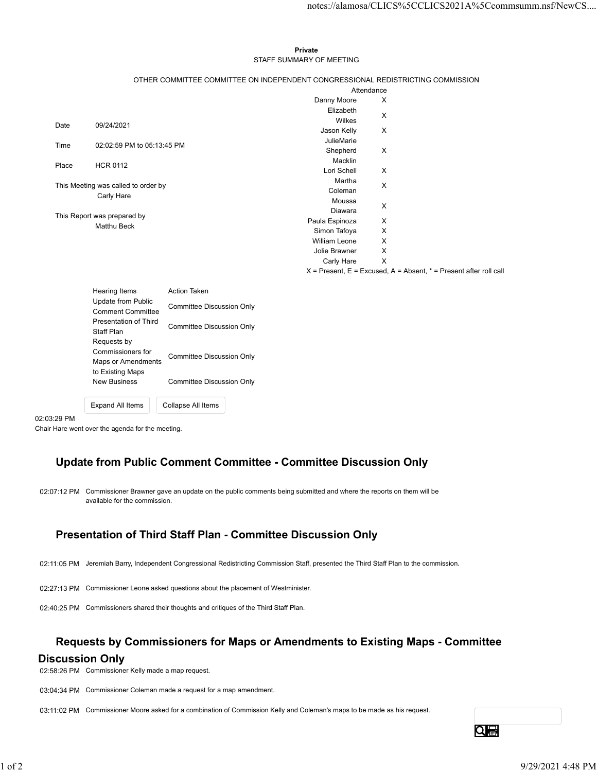**Private**

STAFF SUMMARY OF MEETING

OTHER COMMITTEE COMMITTEE ON INDEPENDENT CONGRESSIONAL REDISTRICTING COMMISSION

| | |
|---|---|
| Date | 09/24/2021 |
| Time | 02:02:59 PM to 05:13:45 PM |
| Place | HCR 0112 |

This Meeting was called to order by
Carly Hare

This Report was prepared by
Matthu Beck

| Attendance | |
|---|---|
| Danny Moore | X |
| Elizabeth Wilkes | X |
| Jason Kelly | X |
| JulieMarie Shepherd Macklin | X |
| Lori Schell | X |
| Martha Coleman | X |
| Moussa Diawara | X |
| Paula Espinoza | X |
| Simon Tafoya | X |
| William Leone | X |
| Jolie Brawner | X |
| Carly Hare | X |

X = Present, E = Excused, A = Absent, * = Present after roll call

| Hearing Items | Action Taken |
|---|---|
| Update from Public Comment Committee | Committee Discussion Only |
| Presentation of Third Staff Plan | Committee Discussion Only |
| Requests by Commissioners for Maps or Amendments to Existing Maps | Committee Discussion Only |
| New Business | Committee Discussion Only |

02:03:29 PM
Chair Hare went over the agenda for the meeting.

## Update from Public Comment Committee - Committee Discussion Only

02:07:12 PM Commissioner Brawner gave an update on the public comments being submitted and where the reports on them will be available for the commission.

## Presentation of Third Staff Plan - Committee Discussion Only

02:11:05 PM Jeremiah Barry, Independent Congressional Redistricting Commission Staff, presented the Third Staff Plan to the commission.

02:27:13 PM Commissioner Leone asked questions about the placement of Westminister.

02:40:25 PM Commissioners shared their thoughts and critiques of the Third Staff Plan.

## Requests by Commissioners for Maps or Amendments to Existing Maps - Committee Discussion Only

02:58:26 PM Commissioner Kelly made a map request.

03:04:34 PM Commissioner Coleman made a request for a map amendment.

03:11:02 PM Commissioner Moore asked for a combination of Commission Kelly and Coleman's maps to be made as his request.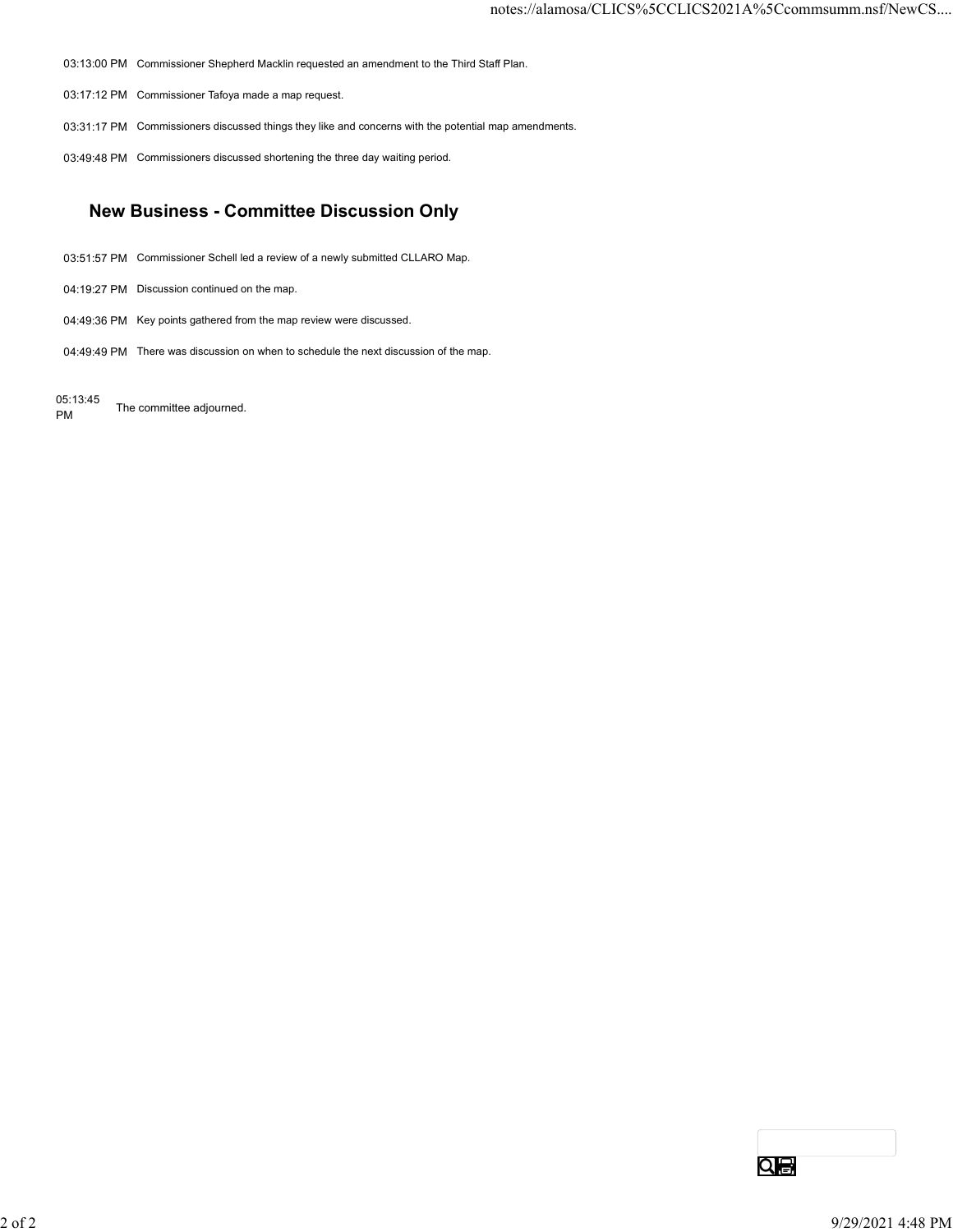| | |
|---|---|
| 03:13:00 PM | Commissioner Shepherd Macklin requested an amendment to the Third Staff Plan. |
| 03:17:12 PM | Commissioner Tafoya made a map request. |
| 03:31:17 PM | Commissioners discussed things they like and concerns with the potential map amendments. |
| 03:49:48 PM | Commissioners discussed shortening the three day waiting period. |

## New Business - Committee Discussion Only

| | |
|---|---|
| 03:51:57 PM | Commissioner Schell led a review of a newly submitted CLLARO Map. |
| 04:19:27 PM | Discussion continued on the map. |
| 04:49:36 PM | Key points gathered from the map review were discussed. |
| 04:49:49 PM | There was discussion on when to schedule the next discussion of the map. |

| | |
|---|---|
| 05:13:45 PM | The committee adjourned. |